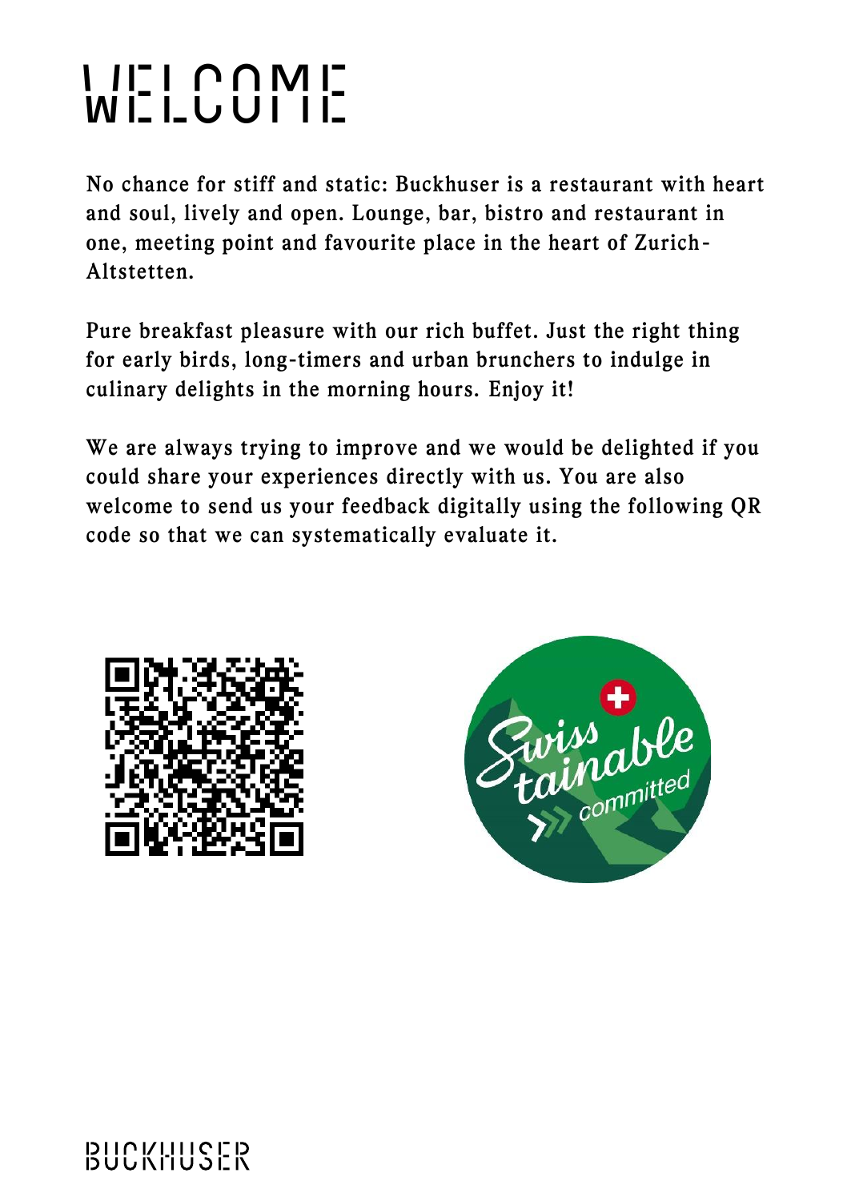# WELCOME

No chance for stiff and static: Buckhuser is a restaurant with heart and soul, lively and open. Lounge, bar, bistro and restaurant in one, meeting point and favourite place in the heart of Zurich-Altstetten.

Pure breakfast pleasure with our rich buffet. Just the right thing for early birds, long-timers and urban brunchers to indulge in culinary delights in the morning hours. Enjoy it!

We are always trying to improve and we would be delighted if you could share your experiences directly with us. You are also welcome to send us your feedback digitally using the following QR code so that we can systematically evaluate it.

Swisstainable committed

BUCKHUSER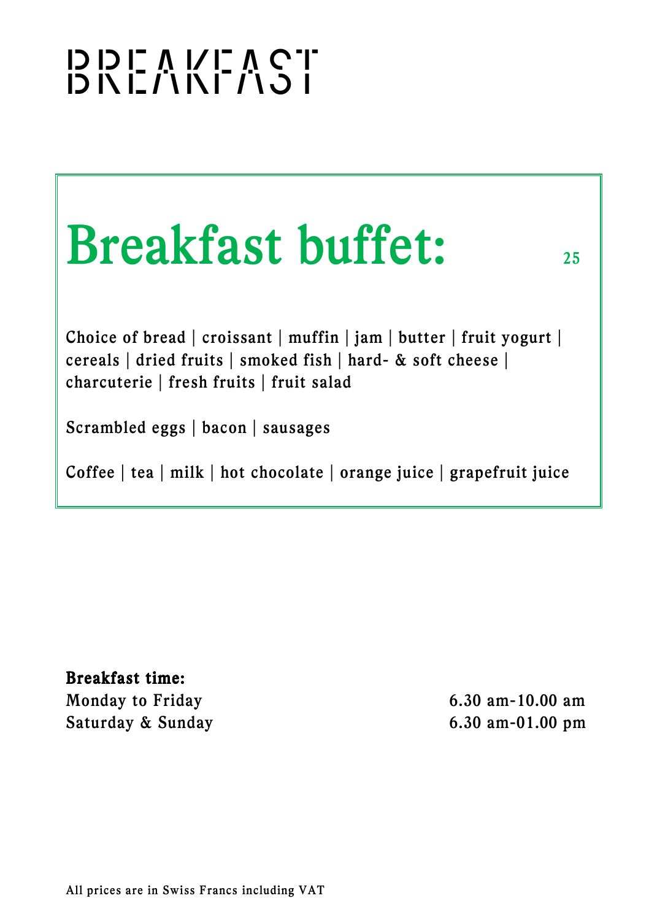# BREAKFAST

## Breakfast buffet: 25

Choice of bread | croissant | muffin | jam | butter | fruit yogurt | cereals | dried fruits | smoked fish | hard- & soft cheese | charcuterie | fresh fruits | fruit salad

Scrambled eggs | bacon | sausages

Coffee | tea | milk | hot chocolate | orange juice | grapefruit juice

**Breakfast time:**

| | |
|---|---|
| Monday to Friday | 6.30 am-10.00 am |
| Saturday & Sunday | 6.30 am-01.00 pm |

All prices are in Swiss Francs including VAT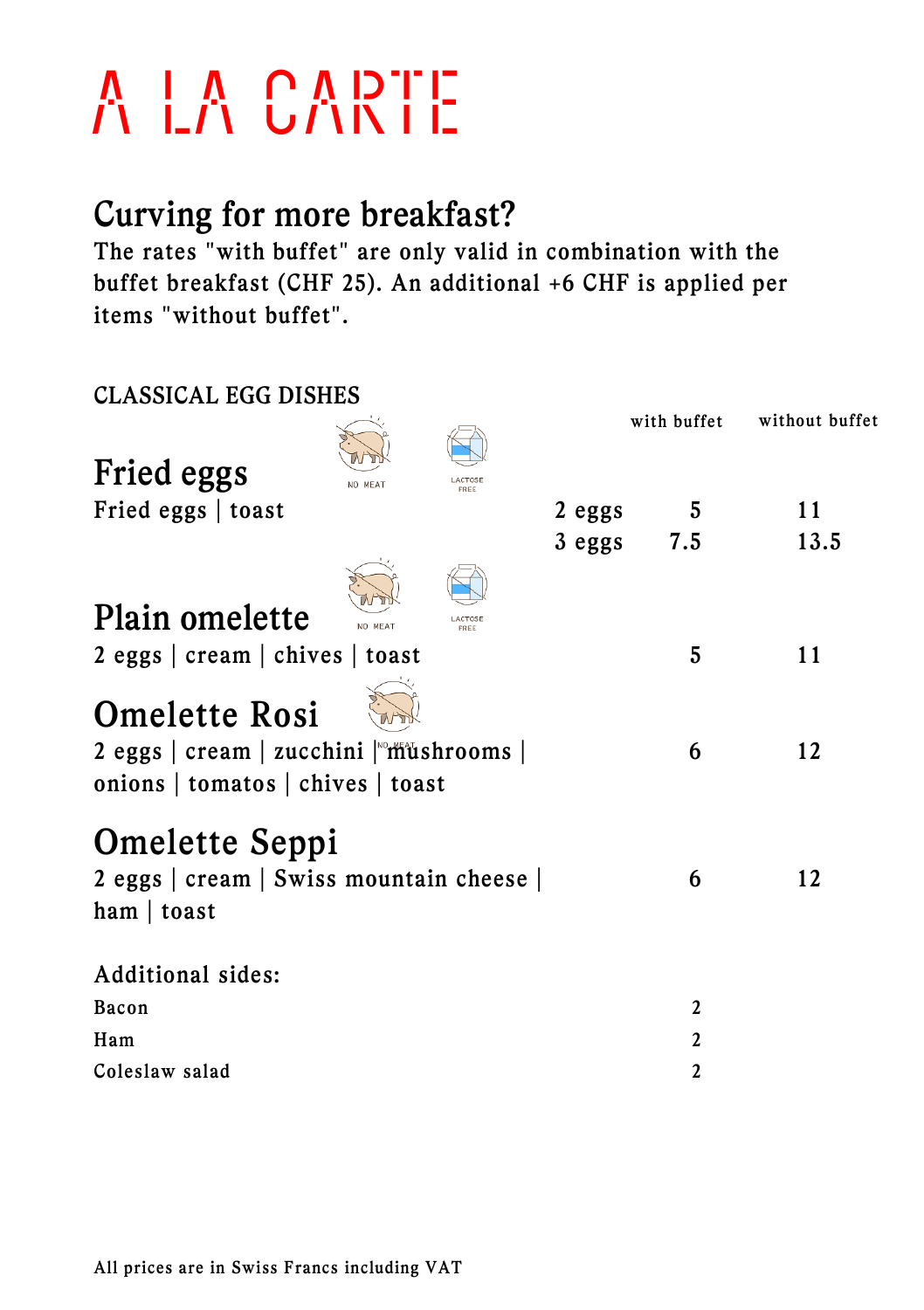# A LA CARTE

## Curving for more breakfast?

The rates "with buffet" are only valid in combination with the buffet breakfast (CHF 25). An additional +6 CHF is applied per items "without buffet".

### CLASSICAL EGG DISHES

| | | with buffet | without buffet |
|---|---|---|---|
| **Fried eggs** (NO MEAT, LACTOSE FREE) | | | |
| Fried eggs \| toast | 2 eggs | 5 | 11 |
| | 3 eggs | 7.5 | 13.5 |
| **Plain omelette** (NO MEAT, LACTOSE FREE) | | | |
| 2 eggs \| cream \| chives \| toast | | 5 | 11 |
| **Omelette Rosi** (NO MEAT) | | | |
| 2 eggs \| cream \| zucchini \| mushrooms \| onions \| tomatos \| chives \| toast | | 6 | 12 |
| **Omelette Seppi** | | | |
| 2 eggs \| cream \| Swiss mountain cheese \| ham \| toast | | 6 | 12 |

Additional sides:

| | |
|---|---|
| Bacon | 2 |
| Ham | 2 |
| Coleslaw salad | 2 |

All prices are in Swiss Francs including VAT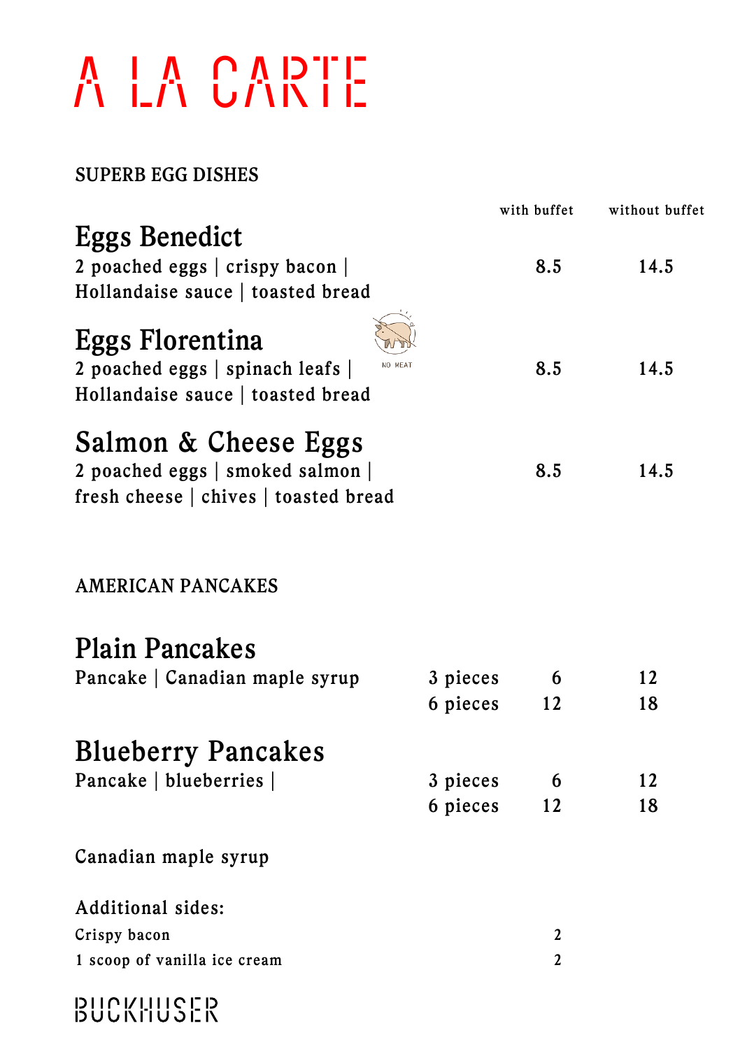# A LA CARTE

## SUPERB EGG DISHES

| | with buffet | without buffet |
|---|---|---|
| **Eggs Benedict**<br>2 poached eggs \| crispy bacon \| Hollandaise sauce \| toasted bread | 8.5 | 14.5 |
| **Eggs Florentina** (NO MEAT)<br>2 poached eggs \| spinach leafs \| Hollandaise sauce \| toasted bread | 8.5 | 14.5 |
| **Salmon & Cheese Eggs**<br>2 poached eggs \| smoked salmon \| fresh cheese \| chives \| toasted bread | 8.5 | 14.5 |

## AMERICAN PANCAKES

| | | with buffet | without buffet |
|---|---|---|---|
| **Plain Pancakes**<br>Pancake \| Canadian maple syrup | 3 pieces | 6 | 12 |
| | 6 pieces | 12 | 18 |
| **Blueberry Pancakes**<br>Pancake \| blueberries \| Canadian maple syrup | 3 pieces | 6 | 12 |
| | 6 pieces | 12 | 18 |

Additional sides:

| | |
|---|---|
| Crispy bacon | 2 |
| 1 scoop of vanilla ice cream | 2 |

BUCKHUSER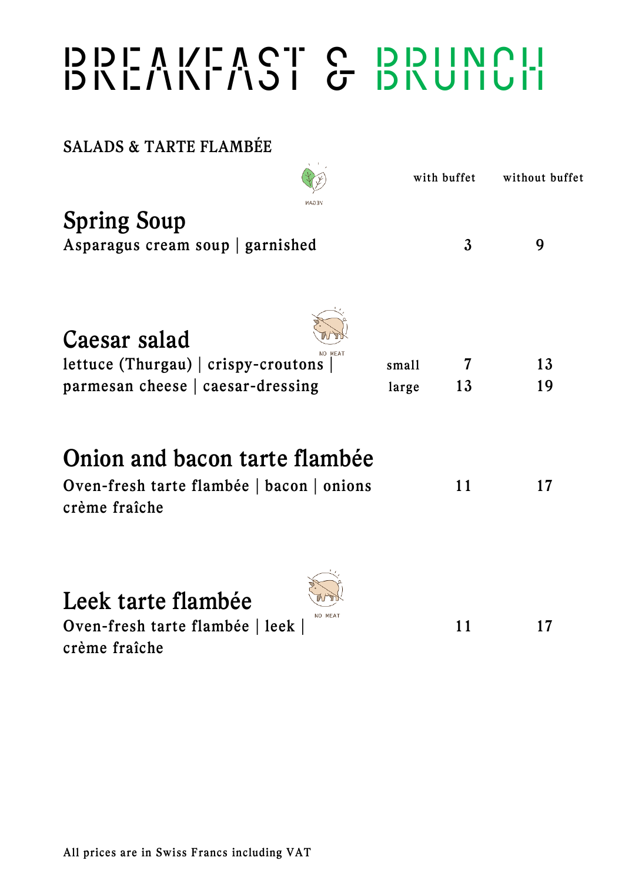# BREAKFAST & BRUNCH

## SALADS & TARTE FLAMBÉE

| | | with buffet | without buffet |
|---|---|---|---|
| **Spring Soup** (VEGAN) Asparagus cream soup \| garnished | | 3 | 9 |
| **Caesar salad** (NO MEAT) lettuce (Thurgau) \| crispy-croutons \| parmesan cheese \| caesar-dressing | small | 7 | 13 |
| | large | 13 | 19 |
| **Onion and bacon tarte flambée** Oven-fresh tarte flambée \| bacon \| onions crème fraîche | | 11 | 17 |
| **Leek tarte flambée** (NO MEAT) Oven-fresh tarte flambée \| leek \| crème fraîche | | 11 | 17 |

All prices are in Swiss Francs including VAT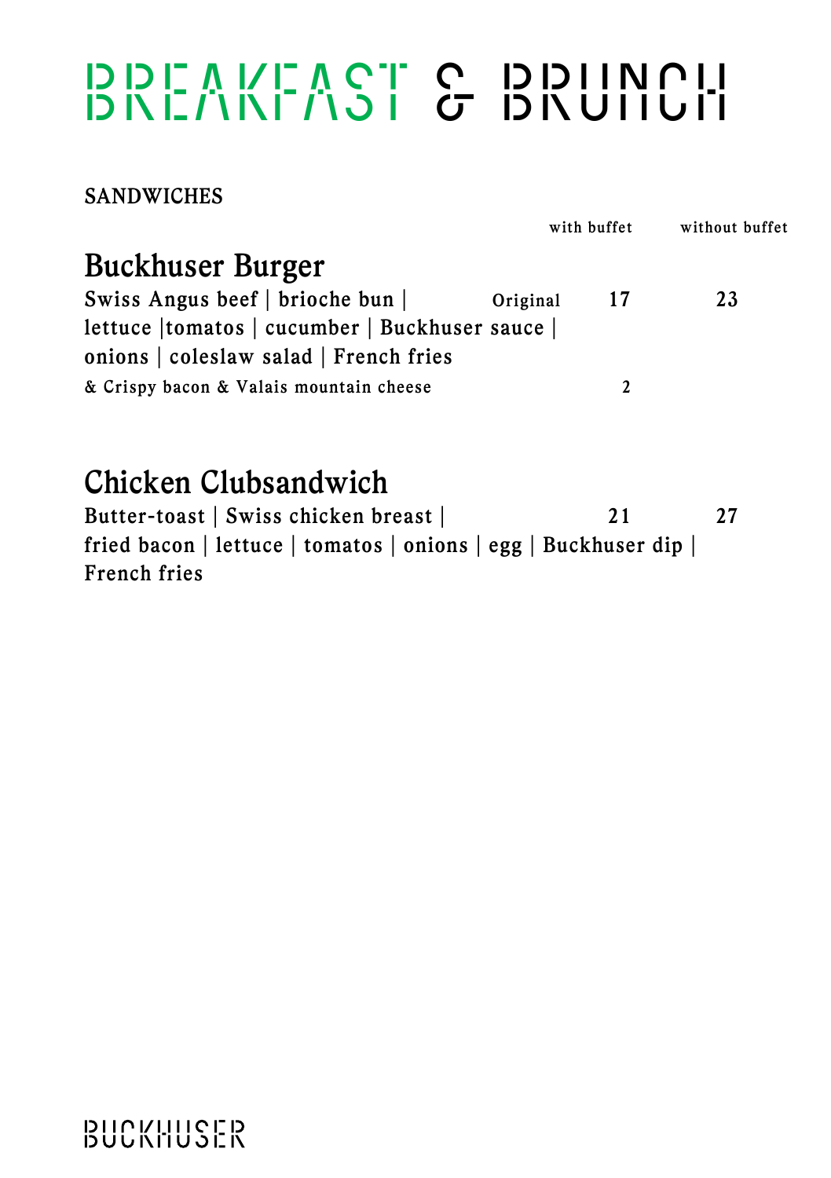# BREAKFAST & BRUNCH

## SANDWICHES

| | | with buffet | without buffet |
|---|---|---|---|
| **Buckhuser Burger**<br>Swiss Angus beef \| brioche bun \| lettuce \|tomatos \| cucumber \| Buckhuser sauce \| onions \| coleslaw salad \| French fries | Original | 17 | 23 |
| & Crispy bacon & Valais mountain cheese | | 2 | |
| **Chicken Clubsandwich**<br>Butter-toast \| Swiss chicken breast \| fried bacon \| lettuce \| tomatos \| onions \| egg \| Buckhuser dip \| French fries | | 21 | 27 |

BUCKHUSER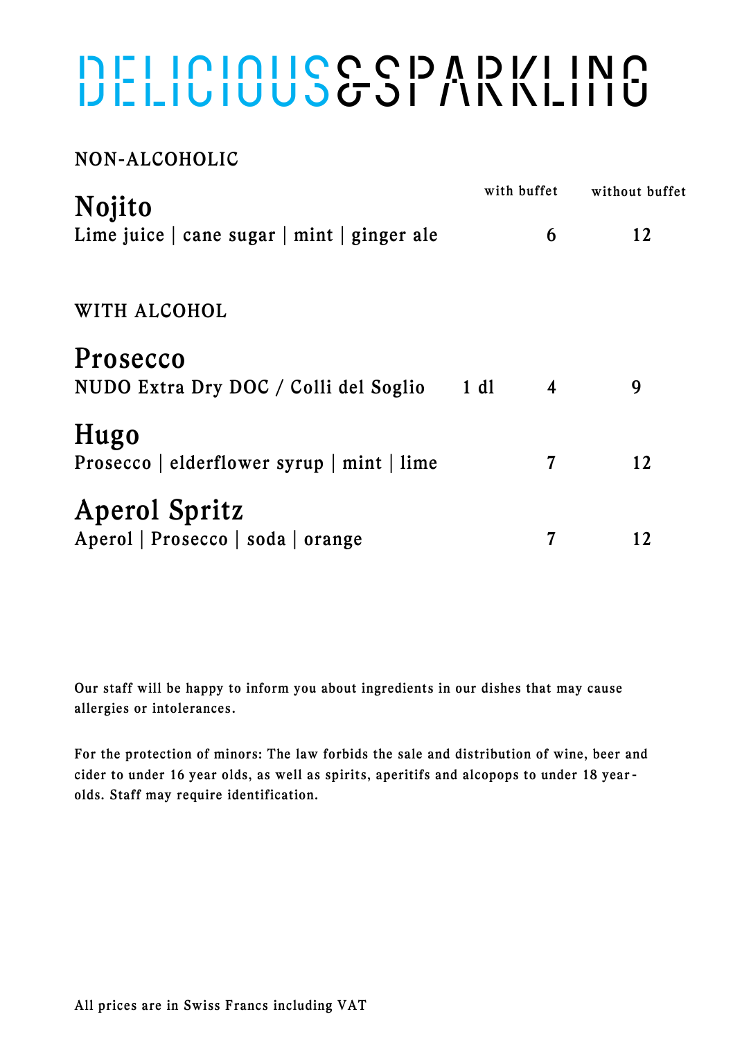# DELICIOUS&SPARKLING

## NON-ALCOHOLIC

| | | with buffet | without buffet |
|---|---|---|---|
| **Nojito**<br>Lime juice \| cane sugar \| mint \| ginger ale | | 6 | 12 |

## WITH ALCOHOL

| | | with buffet | without buffet |
|---|---|---|---|
| **Prosecco**<br>NUDO Extra Dry DOC / Colli del Soglio | 1 dl | 4 | 9 |
| **Hugo**<br>Prosecco \| elderflower syrup \| mint \| lime | | 7 | 12 |
| **Aperol Spritz**<br>Aperol \| Prosecco \| soda \| orange | | 7 | 12 |

Our staff will be happy to inform you about ingredients in our dishes that may cause allergies or intolerances.

For the protection of minors: The law forbids the sale and distribution of wine, beer and cider to under 16 year olds, as well as spirits, aperitifs and alcopops to under 18 year-olds. Staff may require identification.

All prices are in Swiss Francs including VAT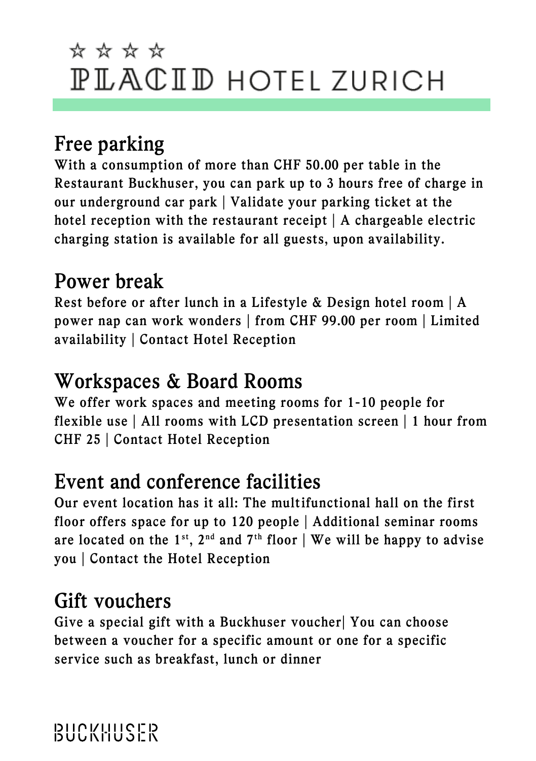☆ ☆ ☆ ☆

PLACID HOTEL ZURICH

## Free parking

With a consumption of more than CHF 50.00 per table in the Restaurant Buckhuser, you can park up to 3 hours free of charge in our underground car park | Validate your parking ticket at the hotel reception with the restaurant receipt | A chargeable electric charging station is available for all guests, upon availability.

## Power break

Rest before or after lunch in a Lifestyle & Design hotel room | A power nap can work wonders | from CHF 99.00 per room | Limited availability | Contact Hotel Reception

## Workspaces & Board Rooms

We offer work spaces and meeting rooms for 1-10 people for flexible use | All rooms with LCD presentation screen | 1 hour from CHF 25 | Contact Hotel Reception

## Event and conference facilities

Our event location has it all: The multifunctional hall on the first floor offers space for up to 120 people | Additional seminar rooms are located on the 1st, 2nd and 7th floor | We will be happy to advise you | Contact the Hotel Reception

## Gift vouchers

Give a special gift with a Buckhuser voucher| You can choose between a voucher for a specific amount or one for a specific service such as breakfast, lunch or dinner

BUCKHUSER